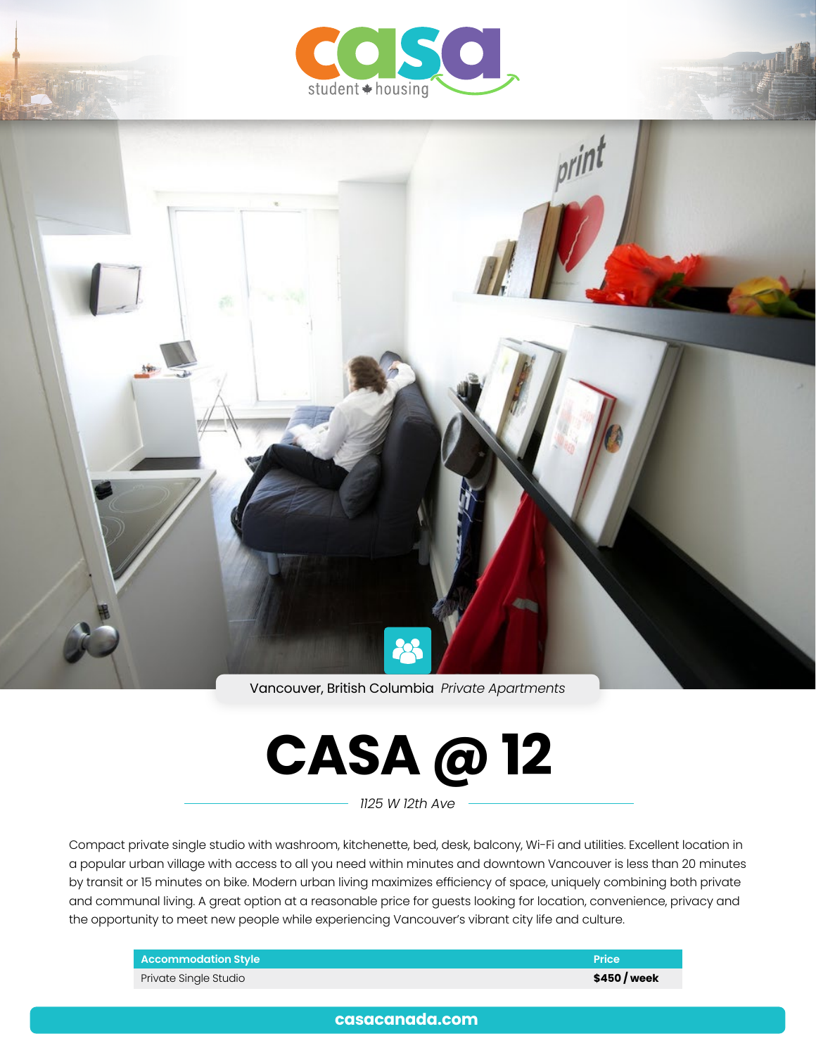casa
student housing

Vancouver, British Columbia *Private Apartments*

# CASA @ 12

*1125 W 12th Ave*

Compact private single studio with washroom, kitchenette, bed, desk, balcony, Wi-Fi and utilities. Excellent location in a popular urban village with access to all you need within minutes and downtown Vancouver is less than 20 minutes by transit or 15 minutes on bike. Modern urban living maximizes efficiency of space, uniquely combining both private and communal living. A great option at a reasonable price for guests looking for location, convenience, privacy and the opportunity to meet new people while experiencing Vancouver's vibrant city life and culture.

| Accommodation Style | Price |
|---|---|
| Private Single Studio | **$450 / week** |

**casacanada.com**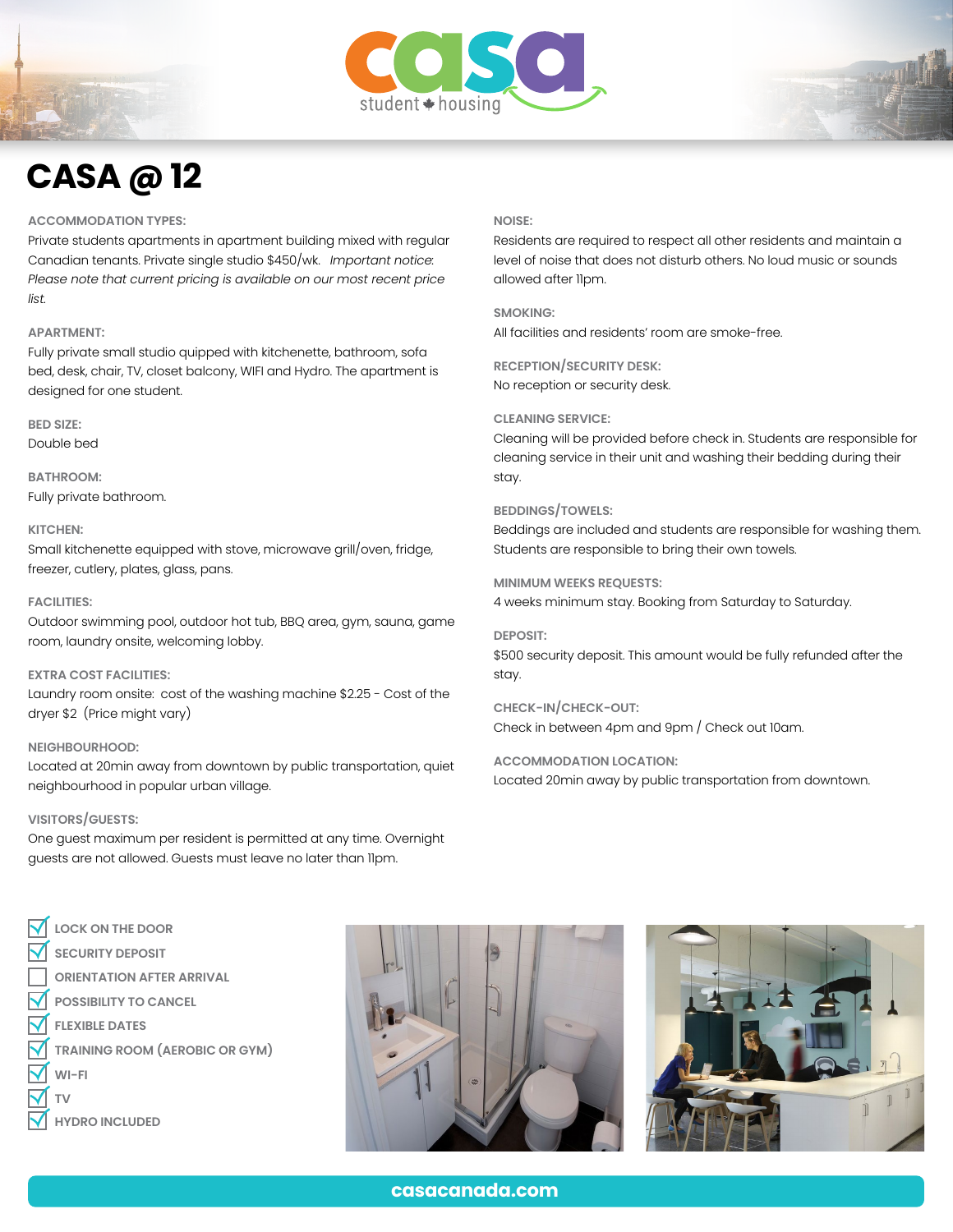# CASA @ 12

**ACCOMMODATION TYPES:**
Private students apartments in apartment building mixed with regular Canadian tenants. Private single studio $450/wk. *Important notice: Please note that current pricing is available on our most recent price list.*

**APARTMENT:**
Fully private small studio quipped with kitchenette, bathroom, sofa bed, desk, chair, TV, closet balcony, WIFI and Hydro. The apartment is designed for one student.

**BED SIZE:**
Double bed

**BATHROOM:**
Fully private bathroom.

**KITCHEN:**
Small kitchenette equipped with stove, microwave grill/oven, fridge, freezer, cutlery, plates, glass, pans.

**FACILITIES:**
Outdoor swimming pool, outdoor hot tub, BBQ area, gym, sauna, game room, laundry onsite, welcoming lobby.

**EXTRA COST FACILITIES:**
Laundry room onsite: cost of the washing machine $2.25 - Cost of the dryer $2 (Price might vary)

**NEIGHBOURHOOD:**
Located at 20min away from downtown by public transportation, quiet neighbourhood in popular urban village.

**VISITORS/GUESTS:**
One guest maximum per resident is permitted at any time. Overnight guests are not allowed. Guests must leave no later than 11pm.

**NOISE:**
Residents are required to respect all other residents and maintain a level of noise that does not disturb others. No loud music or sounds allowed after 11pm.

**SMOKING:**
All facilities and residents' room are smoke-free.

**RECEPTION/SECURITY DESK:**
No reception or security desk.

**CLEANING SERVICE:**
Cleaning will be provided before check in. Students are responsible for cleaning service in their unit and washing their bedding during their stay.

**BEDDINGS/TOWELS:**
Beddings are included and students are responsible for washing them. Students are responsible to bring their own towels.

**MINIMUM WEEKS REQUESTS:**
4 weeks minimum stay. Booking from Saturday to Saturday.

**DEPOSIT:**
$500 security deposit. This amount would be fully refunded after the stay.

**CHECK-IN/CHECK-OUT:**
Check in between 4pm and 9pm / Check out 10am.

**ACCOMMODATION LOCATION:**
Located 20min away by public transportation from downtown.

- [x] LOCK ON THE DOOR
- [x] SECURITY DEPOSIT
- [ ] ORIENTATION AFTER ARRIVAL
- [x] POSSIBILITY TO CANCEL
- [x] FLEXIBLE DATES
- [x] TRAINING ROOM (AEROBIC OR GYM)
- [x] WI-FI
- [x] TV
- [x] HYDRO INCLUDED

casacanada.com